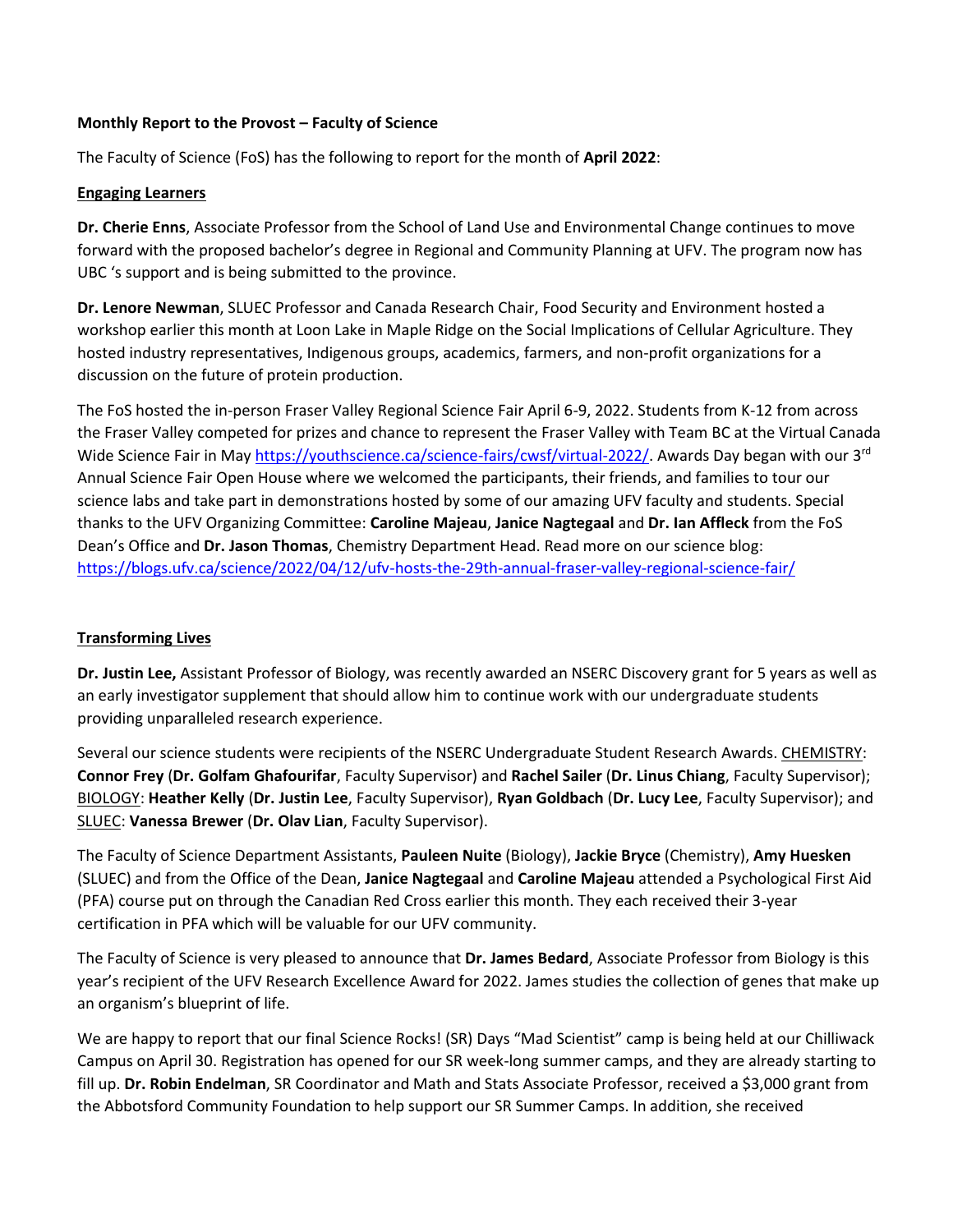**Monthly Report to the Provost – Faculty of Science**

The Faculty of Science (FoS) has the following to report for the month of **April 2022**:

**Engaging Learners**

**Dr. Cherie Enns**, Associate Professor from the School of Land Use and Environmental Change continues to move forward with the proposed bachelor's degree in Regional and Community Planning at UFV. The program now has UBC 's support and is being submitted to the province.

**Dr. Lenore Newman**, SLUEC Professor and Canada Research Chair, Food Security and Environment hosted a workshop earlier this month at Loon Lake in Maple Ridge on the Social Implications of Cellular Agriculture. They hosted industry representatives, Indigenous groups, academics, farmers, and non-profit organizations for a discussion on the future of protein production.

The FoS hosted the in-person Fraser Valley Regional Science Fair April 6-9, 2022. Students from K-12 from across the Fraser Valley competed for prizes and chance to represent the Fraser Valley with Team BC at the Virtual Canada Wide Science Fair in May https://youthscience.ca/science-fairs/cwsf/virtual-2022/. Awards Day began with our 3rd Annual Science Fair Open House where we welcomed the participants, their friends, and families to tour our science labs and take part in demonstrations hosted by some of our amazing UFV faculty and students. Special thanks to the UFV Organizing Committee: **Caroline Majeau**, **Janice Nagtegaal** and **Dr. Ian Affleck** from the FoS Dean's Office and **Dr. Jason Thomas**, Chemistry Department Head. Read more on our science blog: https://blogs.ufv.ca/science/2022/04/12/ufv-hosts-the-29th-annual-fraser-valley-regional-science-fair/

**Transforming Lives**

**Dr. Justin Lee,** Assistant Professor of Biology, was recently awarded an NSERC Discovery grant for 5 years as well as an early investigator supplement that should allow him to continue work with our undergraduate students providing unparalleled research experience.

Several our science students were recipients of the NSERC Undergraduate Student Research Awards. CHEMISTRY: **Connor Frey** (**Dr. Golfam Ghafourifar**, Faculty Supervisor) and **Rachel Sailer** (**Dr. Linus Chiang**, Faculty Supervisor); BIOLOGY: **Heather Kelly** (**Dr. Justin Lee**, Faculty Supervisor), **Ryan Goldbach** (**Dr. Lucy Lee**, Faculty Supervisor); and SLUEC: **Vanessa Brewer** (**Dr. Olav Lian**, Faculty Supervisor).

The Faculty of Science Department Assistants, **Pauleen Nuite** (Biology), **Jackie Bryce** (Chemistry), **Amy Huesken** (SLUEC) and from the Office of the Dean, **Janice Nagtegaal** and **Caroline Majeau** attended a Psychological First Aid (PFA) course put on through the Canadian Red Cross earlier this month. They each received their 3-year certification in PFA which will be valuable for our UFV community.

The Faculty of Science is very pleased to announce that **Dr. James Bedard**, Associate Professor from Biology is this year's recipient of the UFV Research Excellence Award for 2022. James studies the collection of genes that make up an organism's blueprint of life.

We are happy to report that our final Science Rocks! (SR) Days "Mad Scientist" camp is being held at our Chilliwack Campus on April 30. Registration has opened for our SR week-long summer camps, and they are already starting to fill up. **Dr. Robin Endelman**, SR Coordinator and Math and Stats Associate Professor, received a $3,000 grant from the Abbotsford Community Foundation to help support our SR Summer Camps. In addition, she received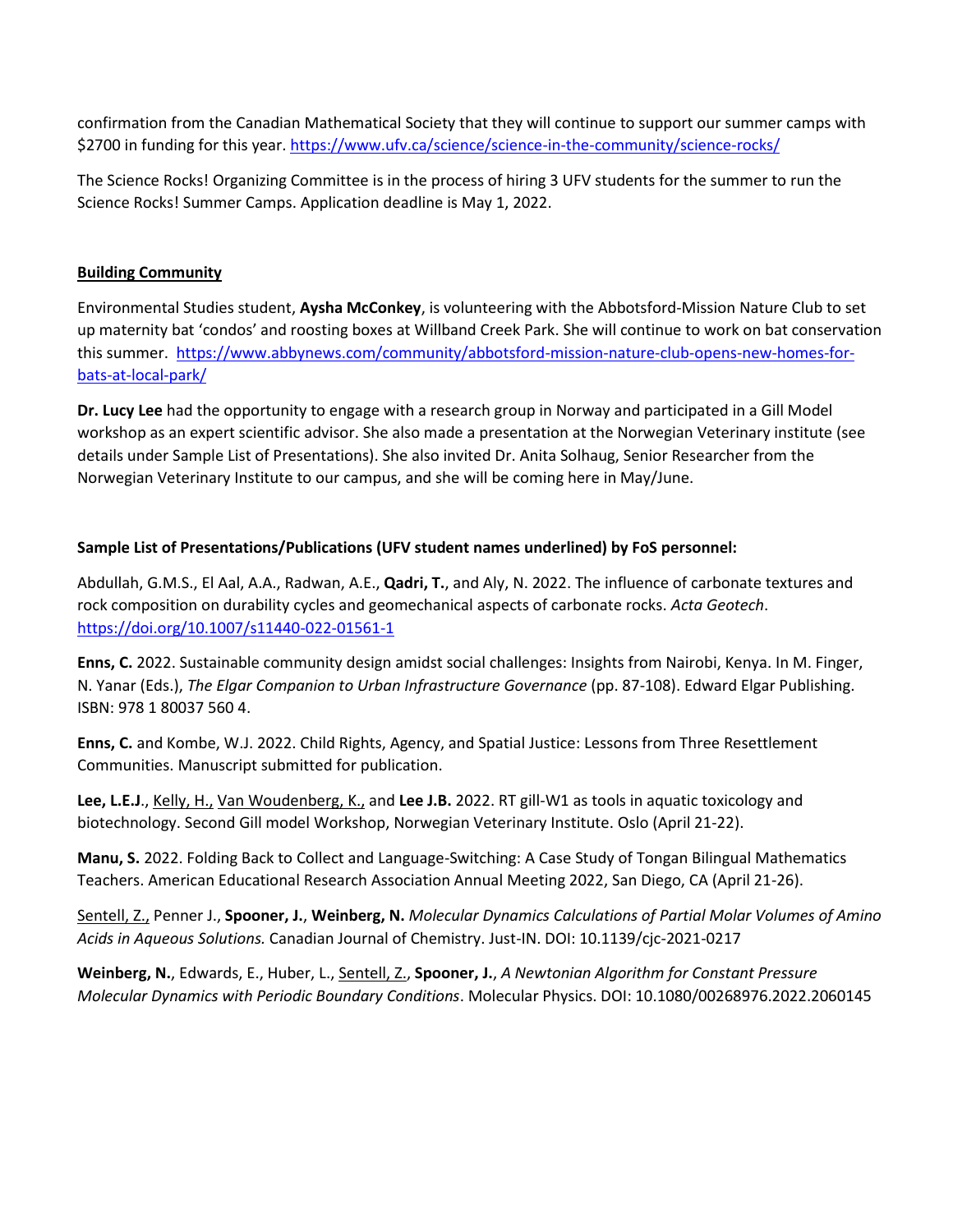confirmation from the Canadian Mathematical Society that they will continue to support our summer camps with $2700 in funding for this year. https://www.ufv.ca/science/science-in-the-community/science-rocks/

The Science Rocks! Organizing Committee is in the process of hiring 3 UFV students for the summer to run the Science Rocks! Summer Camps. Application deadline is May 1, 2022.

## Building Community

Environmental Studies student, **Aysha McConkey**, is volunteering with the Abbotsford-Mission Nature Club to set up maternity bat 'condos' and roosting boxes at Willband Creek Park. She will continue to work on bat conservation this summer. https://www.abbynews.com/community/abbotsford-mission-nature-club-opens-new-homes-for-bats-at-local-park/

**Dr. Lucy Lee** had the opportunity to engage with a research group in Norway and participated in a Gill Model workshop as an expert scientific advisor. She also made a presentation at the Norwegian Veterinary institute (see details under Sample List of Presentations). She also invited Dr. Anita Solhaug, Senior Researcher from the Norwegian Veterinary Institute to our campus, and she will be coming here in May/June.

### Sample List of Presentations/Publications (UFV student names underlined) by FoS personnel:

Abdullah, G.M.S., El Aal, A.A., Radwan, A.E., **Qadri, T.**, and Aly, N. 2022. The influence of carbonate textures and rock composition on durability cycles and geomechanical aspects of carbonate rocks. *Acta Geotech*. https://doi.org/10.1007/s11440-022-01561-1

**Enns, C.** 2022. Sustainable community design amidst social challenges: Insights from Nairobi, Kenya. In M. Finger, N. Yanar (Eds.), *The Elgar Companion to Urban Infrastructure Governance* (pp. 87-108). Edward Elgar Publishing. ISBN: 978 1 80037 560 4.

**Enns, C.** and Kombe, W.J. 2022. Child Rights, Agency, and Spatial Justice: Lessons from Three Resettlement Communities. Manuscript submitted for publication.

**Lee, L.E.J**., <u>Kelly, H.,</u> <u>Van Woudenberg, K.,</u> and **Lee J.B.** 2022. RT gill-W1 as tools in aquatic toxicology and biotechnology. Second Gill model Workshop, Norwegian Veterinary Institute. Oslo (April 21-22).

**Manu, S.** 2022. Folding Back to Collect and Language-Switching: A Case Study of Tongan Bilingual Mathematics Teachers. American Educational Research Association Annual Meeting 2022, San Diego, CA (April 21-26).

<u>Sentell, Z.,</u> Penner J., **Spooner, J.**, **Weinberg, N.** *Molecular Dynamics Calculations of Partial Molar Volumes of Amino Acids in Aqueous Solutions.* Canadian Journal of Chemistry. Just-IN. DOI: 10.1139/cjc-2021-0217

**Weinberg, N.**, Edwards, E., Huber, L., <u>Sentell, Z.</u>, **Spooner, J.**, *A Newtonian Algorithm for Constant Pressure Molecular Dynamics with Periodic Boundary Conditions*. Molecular Physics. DOI: 10.1080/00268976.2022.2060145